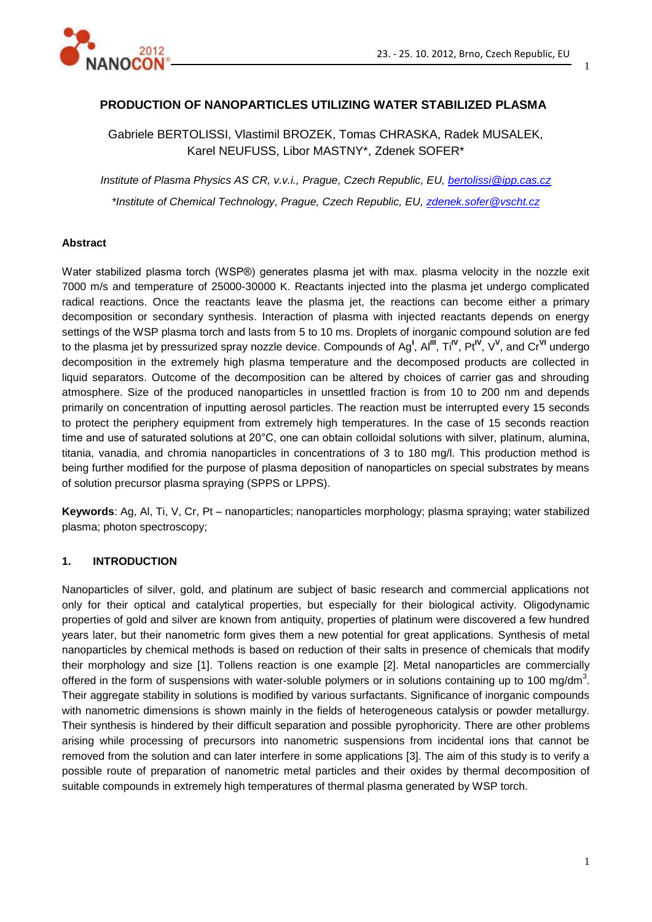# PRODUCTION OF NANOPARTICLES UTILIZING WATER STABILIZED PLASMA

Gabriele BERTOLISSI, Vlastimil BROZEK, Tomas CHRASKA, Radek MUSALEK, Karel NEUFUSS, Libor MASTNY*, Zdenek SOFER*

*Institute of Plasma Physics AS CR, v.v.i., Prague, Czech Republic, EU, bertolissi@ipp.cas.cz*

*\*Institute of Chemical Technology, Prague, Czech Republic, EU, zdenek.sofer@vscht.cz*

## Abstract

Water stabilized plasma torch (WSP®) generates plasma jet with max. plasma velocity in the nozzle exit 7000 m/s and temperature of 25000-30000 K. Reactants injected into the plasma jet undergo complicated radical reactions. Once the reactants leave the plasma jet, the reactions can become either a primary decomposition or secondary synthesis. Interaction of plasma with injected reactants depends on energy settings of the WSP plasma torch and lasts from 5 to 10 ms. Droplets of inorganic compound solution are fed to the plasma jet by pressurized spray nozzle device. Compounds of $Ag^{I}$, $Al^{III}$, $Ti^{IV}$, $Pt^{IV}$, $V^{V}$, and $Cr^{VI}$ undergo decomposition in the extremely high plasma temperature and the decomposed products are collected in liquid separators. Outcome of the decomposition can be altered by choices of carrier gas and shrouding atmosphere. Size of the produced nanoparticles in unsettled fraction is from 10 to 200 nm and depends primarily on concentration of inputting aerosol particles. The reaction must be interrupted every 15 seconds to protect the periphery equipment from extremely high temperatures. In the case of 15 seconds reaction time and use of saturated solutions at 20°C, one can obtain colloidal solutions with silver, platinum, alumina, titania, vanadia, and chromia nanoparticles in concentrations of 3 to 180 mg/l. This production method is being further modified for the purpose of plasma deposition of nanoparticles on special substrates by means of solution precursor plasma spraying (SPPS or LPPS).

**Keywords**: Ag, Al, Ti, V, Cr, Pt – nanoparticles; nanoparticles morphology; plasma spraying; water stabilized plasma; photon spectroscopy;

## 1. INTRODUCTION

Nanoparticles of silver, gold, and platinum are subject of basic research and commercial applications not only for their optical and catalytical properties, but especially for their biological activity. Oligodynamic properties of gold and silver are known from antiquity, properties of platinum were discovered a few hundred years later, but their nanometric form gives them a new potential for great applications. Synthesis of metal nanoparticles by chemical methods is based on reduction of their salts in presence of chemicals that modify their morphology and size [1]. Tollens reaction is one example [2]. Metal nanoparticles are commercially offered in the form of suspensions with water-soluble polymers or in solutions containing up to 100 mg/$dm^3$. Their aggregate stability in solutions is modified by various surfactants. Significance of inorganic compounds with nanometric dimensions is shown mainly in the fields of heterogeneous catalysis or powder metallurgy. Their synthesis is hindered by their difficult separation and possible pyrophoricity. There are other problems arising while processing of precursors into nanometric suspensions from incidental ions that cannot be removed from the solution and can later interfere in some applications [3]. The aim of this study is to verify a possible route of preparation of nanometric metal particles and their oxides by thermal decomposition of suitable compounds in extremely high temperatures of thermal plasma generated by WSP torch.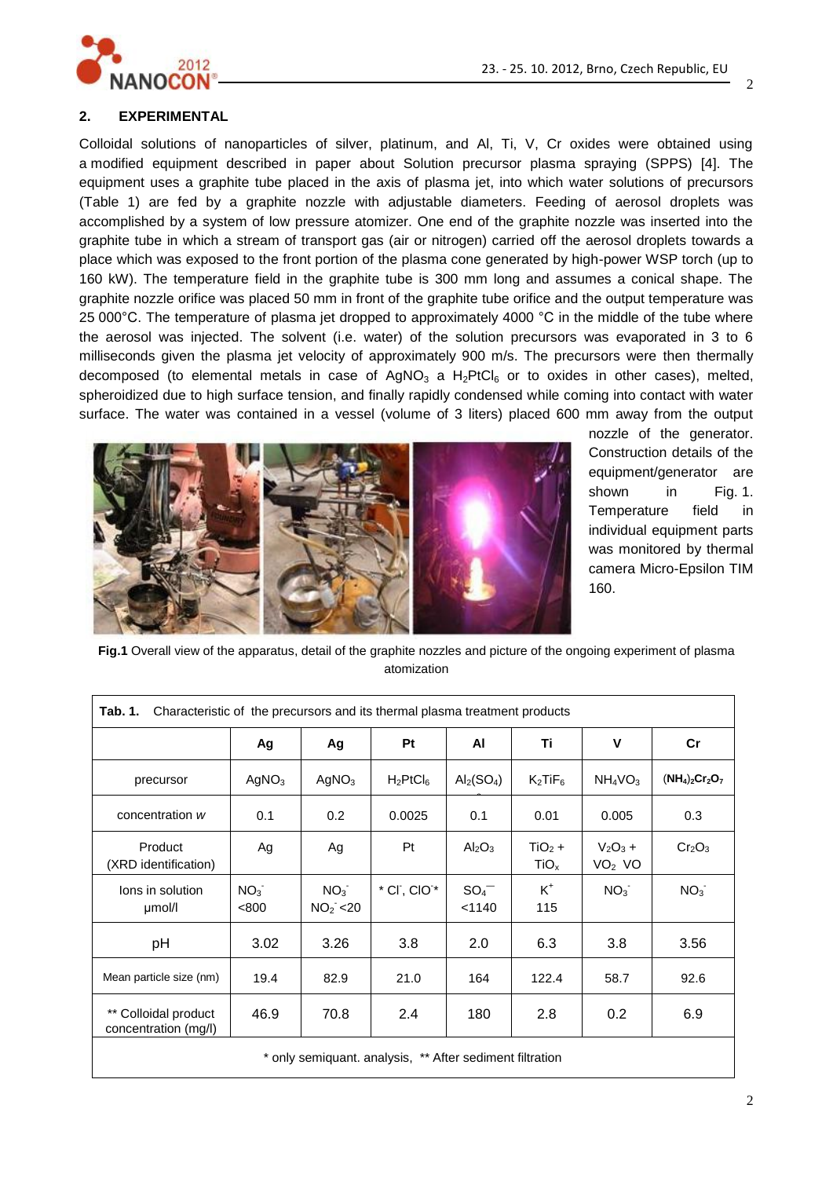## 2. EXPERIMENTAL

Colloidal solutions of nanoparticles of silver, platinum, and Al, Ti, V, Cr oxides were obtained using a modified equipment described in paper about Solution precursor plasma spraying (SPPS) [4]. The equipment uses a graphite tube placed in the axis of plasma jet, into which water solutions of precursors (Table 1) are fed by a graphite nozzle with adjustable diameters. Feeding of aerosol droplets was accomplished by a system of low pressure atomizer. One end of the graphite nozzle was inserted into the graphite tube in which a stream of transport gas (air or nitrogen) carried off the aerosol droplets towards a place which was exposed to the front portion of the plasma cone generated by high-power WSP torch (up to 160 kW). The temperature field in the graphite tube is 300 mm long and assumes a conical shape. The graphite nozzle orifice was placed 50 mm in front of the graphite tube orifice and the output temperature was 25 000°C. The temperature of plasma jet dropped to approximately 4000 °C in the middle of the tube where the aerosol was injected. The solvent (i.e. water) of the solution precursors was evaporated in 3 to 6 milliseconds given the plasma jet velocity of approximately 900 m/s. The precursors were then thermally decomposed (to elemental metals in case of $AgNO_3$ a $H_2PtCl_6$ or to oxides in other cases), melted, spheroidized due to high surface tension, and finally rapidly condensed while coming into contact with water surface. The water was contained in a vessel (volume of 3 liters) placed 600 mm away from the output nozzle of the generator. Construction details of the equipment/generator are shown in Fig. 1. Temperature field in individual equipment parts was monitored by thermal camera Micro-Epsilon TIM 160.

**Fig.1** Overall view of the apparatus, detail of the graphite nozzles and picture of the ongoing experiment of plasma atomization

**Tab. 1.** Characteristic of the precursors and its thermal plasma treatment products

| | Ag | Ag | Pt | Al | Ti | V | Cr |
|---|---|---|---|---|---|---|---|
| precursor | $AgNO_3$ | $AgNO_3$ | $H_2PtCl_6$ | $Al_2(SO_4)$ | $K_2TiF_6$ | $NH_4VO_3$ | $(NH_4)_2Cr_2O_7$ |
| concentration *w* | 0.1 | 0.2 | 0.0025 | 0.1 | 0.01 | 0.005 | 0.3 |
| Product (XRD identification) | Ag | Ag | Pt | $Al_2O_3$ | $TiO_2$ + $TiO_x$ | $V_2O_3$ + $VO_2$ VO | $Cr_2O_3$ |
| Ions in solution μmol/l | $NO_3^-$ <800 | $NO_3^-$ $NO_2^-$ <20 | * $Cl^-$, $ClO^-$* | $SO_4^{--}$ <1140 | $K^+$ 115 | $NO_3^-$ | $NO_3^-$ |
| pH | 3.02 | 3.26 | 3.8 | 2.0 | 6.3 | 3.8 | 3.56 |
| Mean particle size (nm) | 19.4 | 82.9 | 21.0 | 164 | 122.4 | 58.7 | 92.6 |
| ** Colloidal product concentration (mg/l) | 46.9 | 70.8 | 2.4 | 180 | 2.8 | 0.2 | 6.9 |

\* only semiquant. analysis, ** After sediment filtration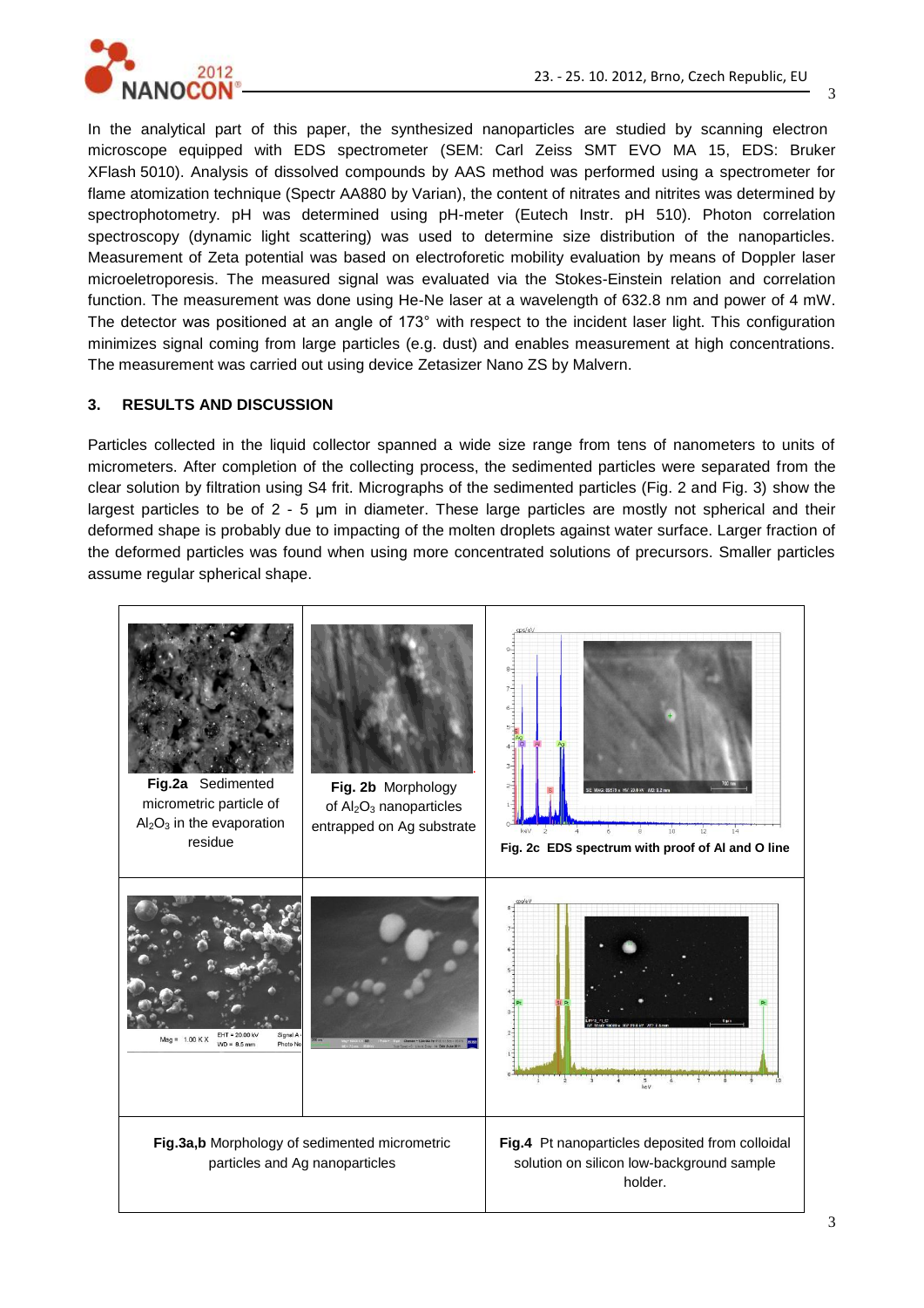In the analytical part of this paper, the synthesized nanoparticles are studied by scanning electron microscope equipped with EDS spectrometer (SEM: Carl Zeiss SMT EVO MA 15, EDS: Bruker XFlash 5010). Analysis of dissolved compounds by AAS method was performed using a spectrometer for flame atomization technique (Spectr AA880 by Varian), the content of nitrates and nitrites was determined by spectrophotometry. pH was determined using pH-meter (Eutech Instr. pH 510). Photon correlation spectroscopy (dynamic light scattering) was used to determine size distribution of the nanoparticles. Measurement of Zeta potential was based on electroforetic mobility evaluation by means of Doppler laser microeletroporesis. The measured signal was evaluated via the Stokes-Einstein relation and correlation function. The measurement was done using He-Ne laser at a wavelength of 632.8 nm and power of 4 mW. The detector was positioned at an angle of 173° with respect to the incident laser light. This configuration minimizes signal coming from large particles (e.g. dust) and enables measurement at high concentrations. The measurement was carried out using device Zetasizer Nano ZS by Malvern.

## 3. RESULTS AND DISCUSSION

Particles collected in the liquid collector spanned a wide size range from tens of nanometers to units of micrometers. After completion of the collecting process, the sedimented particles were separated from the clear solution by filtration using S4 frit. Micrographs of the sedimented particles (Fig. 2 and Fig. 3) show the largest particles to be of 2 - 5 μm in diameter. These large particles are mostly not spherical and their deformed shape is probably due to impacting of the molten droplets against water surface. Larger fraction of the deformed particles was found when using more concentrated solutions of precursors. Smaller particles assume regular spherical shape.

**Fig.2a** Sedimented micrometric particle of $Al_2O_3$ in the evaporation residue

**Fig. 2b** Morphology of $Al_2O_3$ nanoparticles entrapped on Ag substrate

**Fig. 2c EDS spectrum with proof of Al and O line**

**Fig.3a,b** Morphology of sedimented micrometric particles and Ag nanoparticles

**Fig.4** Pt nanoparticles deposited from colloidal solution on silicon low-background sample holder.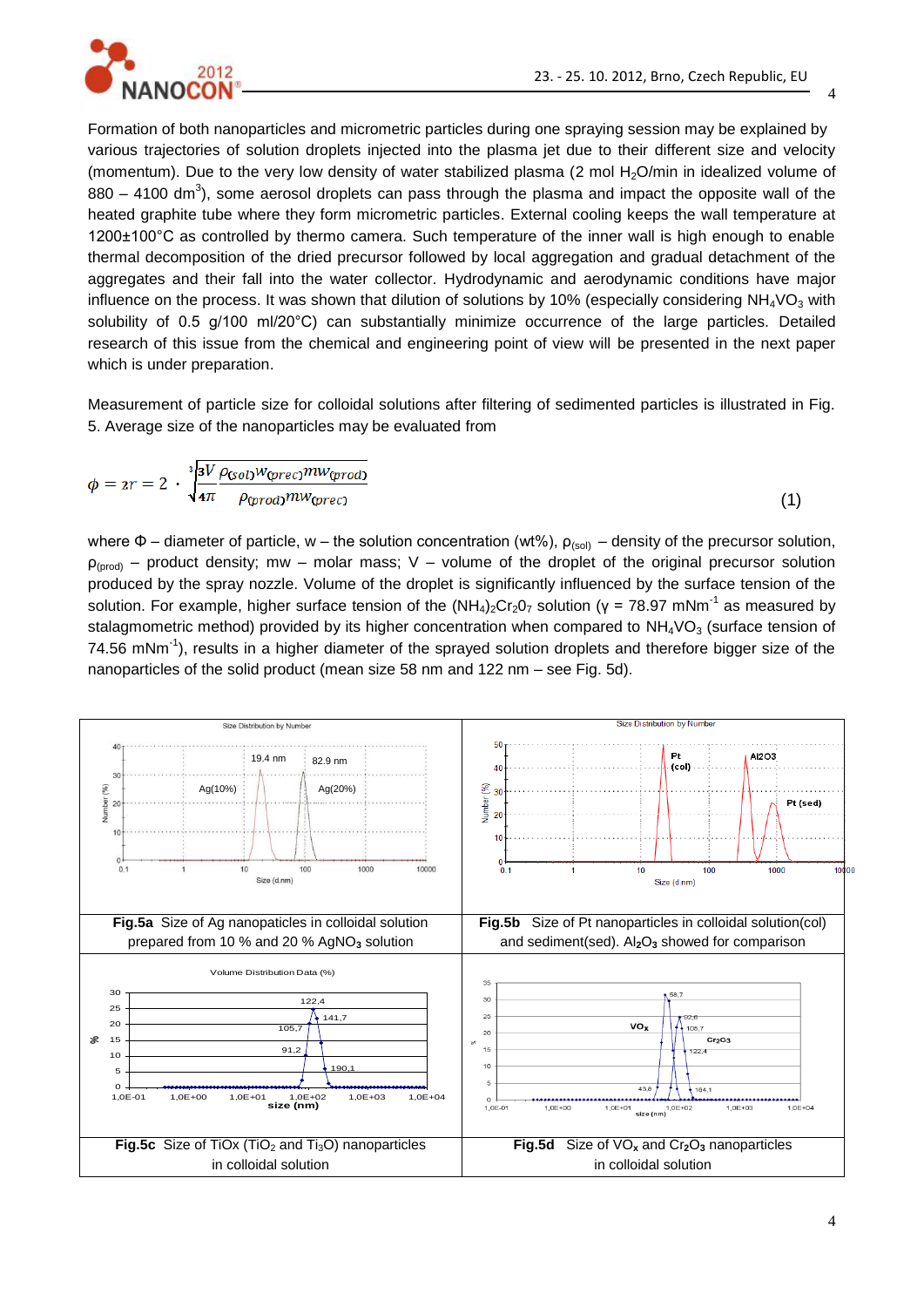Formation of both nanoparticles and micrometric particles during one spraying session may be explained by various trajectories of solution droplets injected into the plasma jet due to their different size and velocity (momentum). Due to the very low density of water stabilized plasma (2 mol $H_2O$/min in idealized volume of 880 – 4100 $dm^3$), some aerosol droplets can pass through the plasma and impact the opposite wall of the heated graphite tube where they form micrometric particles. External cooling keeps the wall temperature at 1200±100°C as controlled by thermo camera. Such temperature of the inner wall is high enough to enable thermal decomposition of the dried precursor followed by local aggregation and gradual detachment of the aggregates and their fall into the water collector. Hydrodynamic and aerodynamic conditions have major influence on the process. It was shown that dilution of solutions by 10% (especially considering $NH_4VO_3$ with solubility of 0.5 g/100 ml/20°C) can substantially minimize occurrence of the large particles. Detailed research of this issue from the chemical and engineering point of view will be presented in the next paper which is under preparation.

Measurement of particle size for colloidal solutions after filtering of sedimented particles is illustrated in Fig. 5. Average size of the nanoparticles may be evaluated from

$$\phi = 2r = 2 \cdot \sqrt[3]{\frac{3V}{4\pi} \frac{\rho_{(sol)} w_{(prec)} mw_{(prod)}}{\rho_{(prod)} mw_{(prec)}}} \tag{1}$$

where $\Phi$ – diameter of particle, w – the solution concentration (wt%), $\rho_{(sol)}$ – density of the precursor solution, $\rho_{(prod)}$ – product density; mw – molar mass; V – volume of the droplet of the original precursor solution produced by the spray nozzle. Volume of the droplet is significantly influenced by the surface tension of the solution. For example, higher surface tension of the $(NH_4)_2Cr_2O_7$ solution ($\gamma$ = 78.97 $mNm^{-1}$ as measured by stalagmometric method) provided by its higher concentration when compared to $NH_4VO_3$ (surface tension of 74.56 $mNm^{-1}$), results in a higher diameter of the sprayed solution droplets and therefore bigger size of the nanoparticles of the solid product (mean size 58 nm and 122 nm – see Fig. 5d).

**Fig.5a** Size of Ag nanopaticles in colloidal solution prepared from 10 % and 20 % $AgNO_3$ solution

**Fig.5b** Size of Pt nanoparticles in colloidal solution(col) and sediment(sed). $Al_2O_3$ showed for comparison

**Fig.5c** Size of TiOx ($TiO_2$ and $Ti_3O$) nanoparticles in colloidal solution

**Fig.5d** Size of $VO_x$ and $Cr_2O_3$ nanoparticles in colloidal solution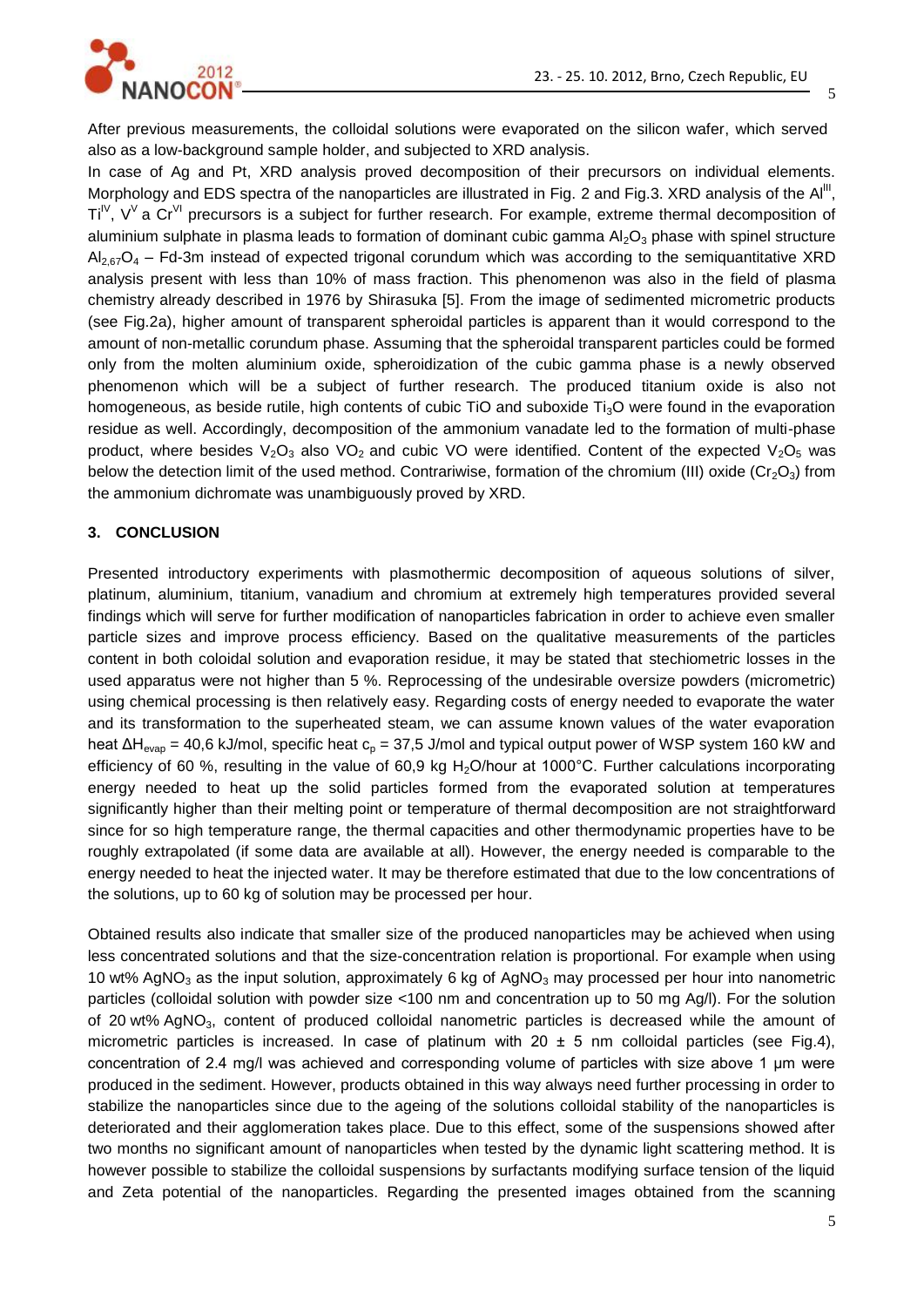After previous measurements, the colloidal solutions were evaporated on the silicon wafer, which served also as a low-background sample holder, and subjected to XRD analysis.

In case of Ag and Pt, XRD analysis proved decomposition of their precursors on individual elements. Morphology and EDS spectra of the nanoparticles are illustrated in Fig. 2 and Fig.3. XRD analysis of the $Al^{III}$, $Ti^{IV}$, $V^{V}$ a $Cr^{VI}$ precursors is a subject for further research. For example, extreme thermal decomposition of aluminium sulphate in plasma leads to formation of dominant cubic gamma $Al_2O_3$ phase with spinel structure $Al_{2,67}O_4$ – Fd-3m instead of expected trigonal corundum which was according to the semiquantitative XRD analysis present with less than 10% of mass fraction. This phenomenon was also in the field of plasma chemistry already described in 1976 by Shirasuka [5]. From the image of sedimented micrometric products (see Fig.2a), higher amount of transparent spheroidal particles is apparent than it would correspond to the amount of non-metallic corundum phase. Assuming that the spheroidal transparent particles could be formed only from the molten aluminium oxide, spheroidization of the cubic gamma phase is a newly observed phenomenon which will be a subject of further research. The produced titanium oxide is also not homogeneous, as beside rutile, high contents of cubic TiO and suboxide $Ti_3O$ were found in the evaporation residue as well. Accordingly, decomposition of the ammonium vanadate led to the formation of multi-phase product, where besides $V_2O_3$ also $VO_2$ and cubic VO were identified. Content of the expected $V_2O_5$ was below the detection limit of the used method. Contrariwise, formation of the chromium (III) oxide ($Cr_2O_3$) from the ammonium dichromate was unambiguously proved by XRD.

## 3. CONCLUSION

Presented introductory experiments with plasmothermic decomposition of aqueous solutions of silver, platinum, aluminium, titanium, vanadium and chromium at extremely high temperatures provided several findings which will serve for further modification of nanoparticles fabrication in order to achieve even smaller particle sizes and improve process efficiency. Based on the qualitative measurements of the particles content in both coloidal solution and evaporation residue, it may be stated that stechiometric losses in the used apparatus were not higher than 5 %. Reprocessing of the undesirable oversize powders (micrometric) using chemical processing is then relatively easy. Regarding costs of energy needed to evaporate the water and its transformation to the superheated steam, we can assume known values of the water evaporation heat $\Delta H_{evap}$ = 40,6 kJ/mol, specific heat $c_p$ = 37,5 J/mol and typical output power of WSP system 160 kW and efficiency of 60 %, resulting in the value of 60,9 kg $H_2O$/hour at 1000°C. Further calculations incorporating energy needed to heat up the solid particles formed from the evaporated solution at temperatures significantly higher than their melting point or temperature of thermal decomposition are not straightforward since for so high temperature range, the thermal capacities and other thermodynamic properties have to be roughly extrapolated (if some data are available at all). However, the energy needed is comparable to the energy needed to heat the injected water. It may be therefore estimated that due to the low concentrations of the solutions, up to 60 kg of solution may be processed per hour.

Obtained results also indicate that smaller size of the produced nanoparticles may be achieved when using less concentrated solutions and that the size-concentration relation is proportional. For example when using 10 wt% $AgNO_3$ as the input solution, approximately 6 kg of $AgNO_3$ may processed per hour into nanometric particles (colloidal solution with powder size <100 nm and concentration up to 50 mg Ag/l). For the solution of 20 wt% $AgNO_3$, content of produced colloidal nanometric particles is decreased while the amount of micrometric particles is increased. In case of platinum with 20 ± 5 nm colloidal particles (see Fig.4), concentration of 2.4 mg/l was achieved and corresponding volume of particles with size above 1 µm were produced in the sediment. However, products obtained in this way always need further processing in order to stabilize the nanoparticles since due to the ageing of the solutions colloidal stability of the nanoparticles is deteriorated and their agglomeration takes place. Due to this effect, some of the suspensions showed after two months no significant amount of nanoparticles when tested by the dynamic light scattering method. It is however possible to stabilize the colloidal suspensions by surfactants modifying surface tension of the liquid and Zeta potential of the nanoparticles. Regarding the presented images obtained from the scanning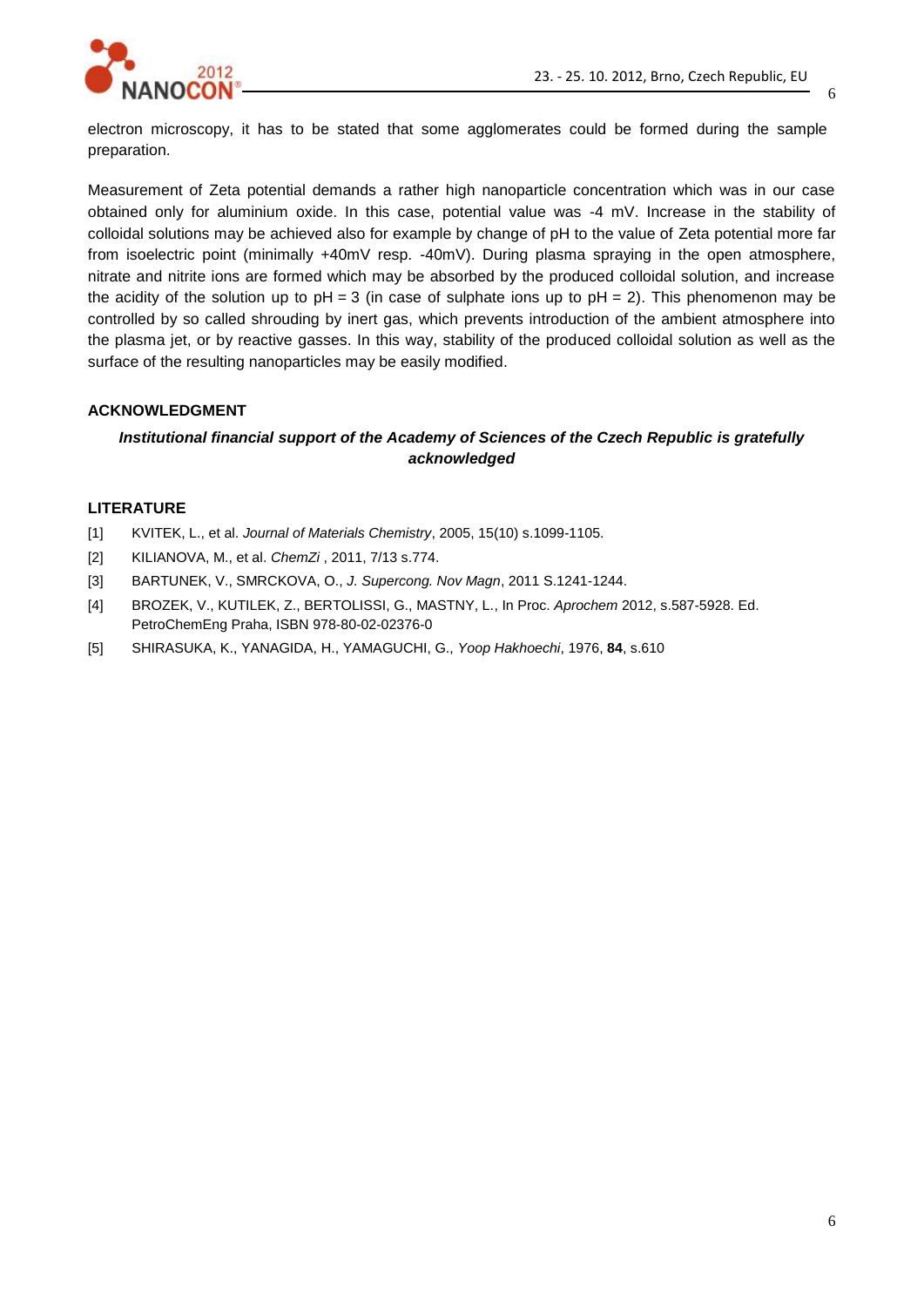electron microscopy, it has to be stated that some agglomerates could be formed during the sample preparation.

Measurement of Zeta potential demands a rather high nanoparticle concentration which was in our case obtained only for aluminium oxide. In this case, potential value was -4 mV. Increase in the stability of colloidal solutions may be achieved also for example by change of pH to the value of Zeta potential more far from isoelectric point (minimally +40mV resp. -40mV). During plasma spraying in the open atmosphere, nitrate and nitrite ions are formed which may be absorbed by the produced colloidal solution, and increase the acidity of the solution up to pH = 3 (in case of sulphate ions up to pH = 2). This phenomenon may be controlled by so called shrouding by inert gas, which prevents introduction of the ambient atmosphere into the plasma jet, or by reactive gasses. In this way, stability of the produced colloidal solution as well as the surface of the resulting nanoparticles may be easily modified.

## ACKNOWLEDGMENT

***Institutional financial support of the Academy of Sciences of the Czech Republic is gratefully acknowledged***

## LITERATURE

[1] KVITEK, L., et al. *Journal of Materials Chemistry*, 2005, 15(10) s.1099-1105.

[2] KILIANOVA, M., et al. *ChemZi* , 2011, 7/13 s.774.

[3] BARTUNEK, V., SMRCKOVA, O., *J. Supercong. Nov Magn*, 2011 S.1241-1244.

[4] BROZEK, V., KUTILEK, Z., BERTOLISSI, G., MASTNY, L., In Proc. *Aprochem* 2012, s.587-5928. Ed. PetroChemEng Praha, ISBN 978-80-02-02376-0

[5] SHIRASUKA, K., YANAGIDA, H., YAMAGUCHI, G., *Yoop Hakhoechi*, 1976, **84**, s.610